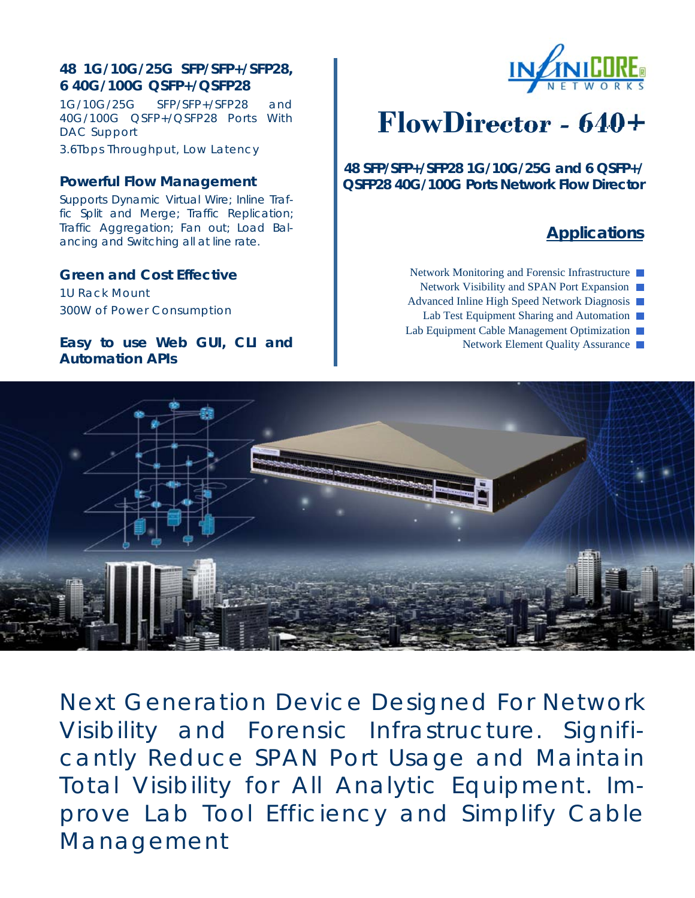# FlowDirector - 640+

**48 SFP/SFP+/SFP28 1G/10G/25G and 6 QSFP+/QSFP28 40G/100G Ports Network Flow Director**

### 48 1G/10G/25G SFP/SFP+/SFP28, 6 40G/100G QSFP+/QSFP28

1G/10G/25G SFP/SFP+/SFP28 and 40G/100G QSFP+/QSFP28 Ports With DAC Support

3.6Tbps Throughput, Low Latency

### Powerful Flow Management

Supports Dynamic Virtual Wire; Inline Traffic Split and Merge; Traffic Replication; Traffic Aggregation; Fan out; Load Balancing and Switching all at line rate.

### Green and Cost Effective

1U Rack Mount

300W of Power Consumption

### *Easy to use Web GUI, CLI and Automation APIs*

## Applications

- Network Monitoring and Forensic Infrastructure
- Network Visibility and SPAN Port Expansion
- Advanced Inline High Speed Network Diagnosis
- Lab Test Equipment Sharing and Automation
- Lab Equipment Cable Management Optimization
- Network Element Quality Assurance

Next Generation Device Designed For Network Visibility and Forensic Infrastructure. Significantly Reduce SPAN Port Usage and Maintain Total Visibility for All Analytic Equipment. Improve Lab Tool Efficiency and Simplify Cable Management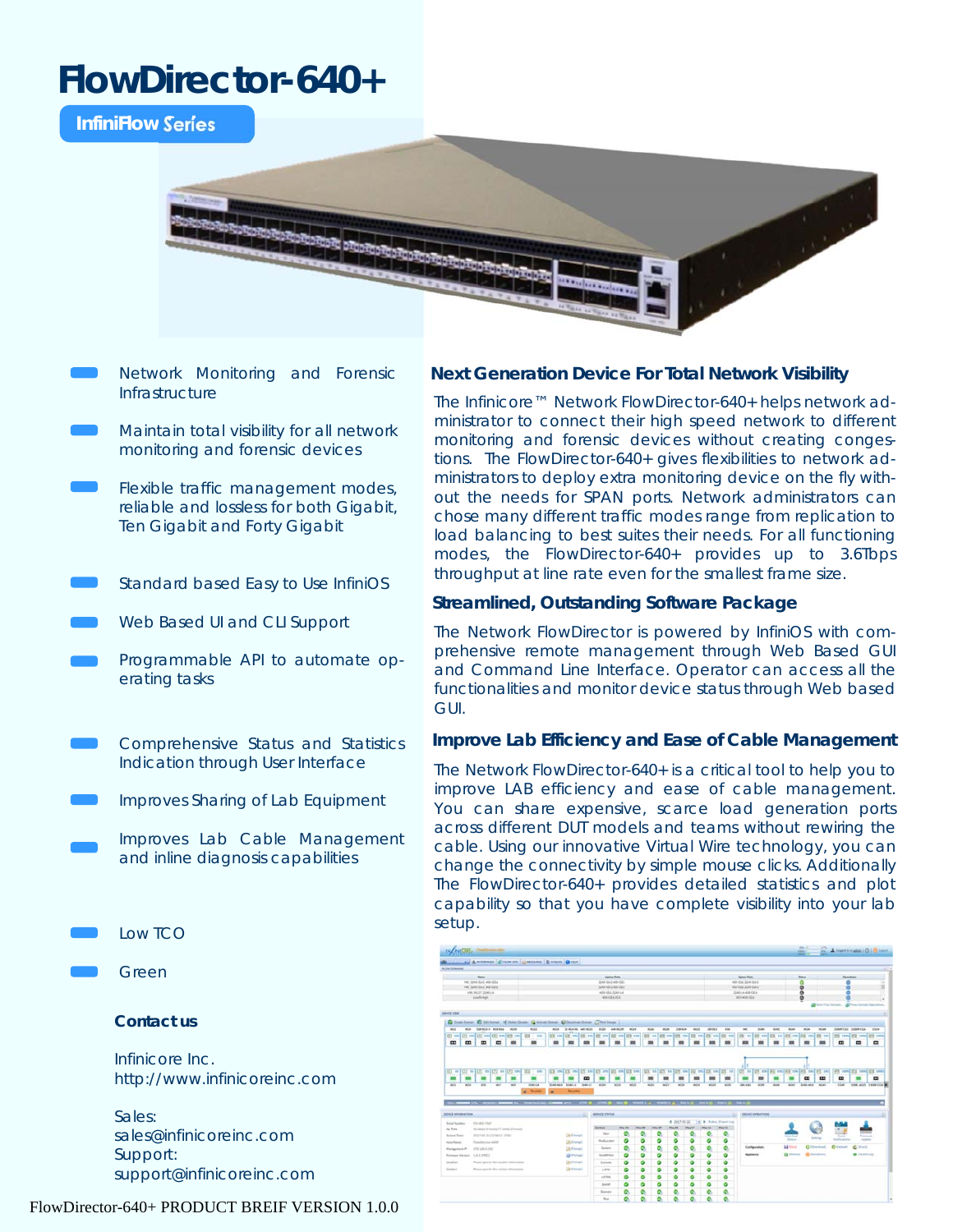# FlowDirector-640+

**InfiniFlow Series**

- Network Monitoring and Forensic Infrastructure
- Maintain total visibility for all network monitoring and forensic devices
- Flexible traffic management modes, reliable and lossless for both Gigabit, Ten Gigabit and Forty Gigabit
- Standard based Easy to Use InfiniOS
- Web Based UI and CLI Support
- Programmable API to automate operating tasks
- Comprehensive Status and Statistics Indication through User Interface
- Improves Sharing of Lab Equipment
- Improves Lab Cable Management and inline diagnosis capabilities
- Low TCO
- Green

### Next Generation Device For Total Network Visibility

The Infinicore™ Network FlowDirector-640+ helps network administrator to connect their high speed network to different monitoring and forensic devices without creating congestions. The FlowDirector-640+ gives flexibilities to network administrators to deploy extra monitoring device on the fly without the needs for SPAN ports. Network administrators can chose many different traffic modes range from replication to load balancing to best suites their needs. For all functioning modes, the FlowDirector-640+ provides up to 3.6Tbps throughput at line rate even for the smallest frame size.

### Streamlined, Outstanding Software Package

The Network FlowDirector is powered by InfiniOS with comprehensive remote management through Web Based GUI and Command Line Interface. Operator can access all the functionalities and monitor device status through Web based GUI.

### Improve Lab Efficiency and Ease of Cable Management

The Network FlowDirector-640+ is a critical tool to help you to improve LAB efficiency and ease of cable management. You can share expensive, scarce load generation ports across different DUT models and teams without rewiring the cable. Using our innovative Virtual Wire technology, you can change the connectivity by simple mouse clicks. Additionally The FlowDirector-640+ provides detailed statistics and plot capability so that you have complete visibility into your lab setup.

### Contact us

Infinicore Inc.
http://www.infinicoreinc.com

Sales:
sales@infinicoreinc.com
Support:
support@infinicoreinc.com

FlowDirector-640+ PRODUCT BREIF VERSION 1.0.0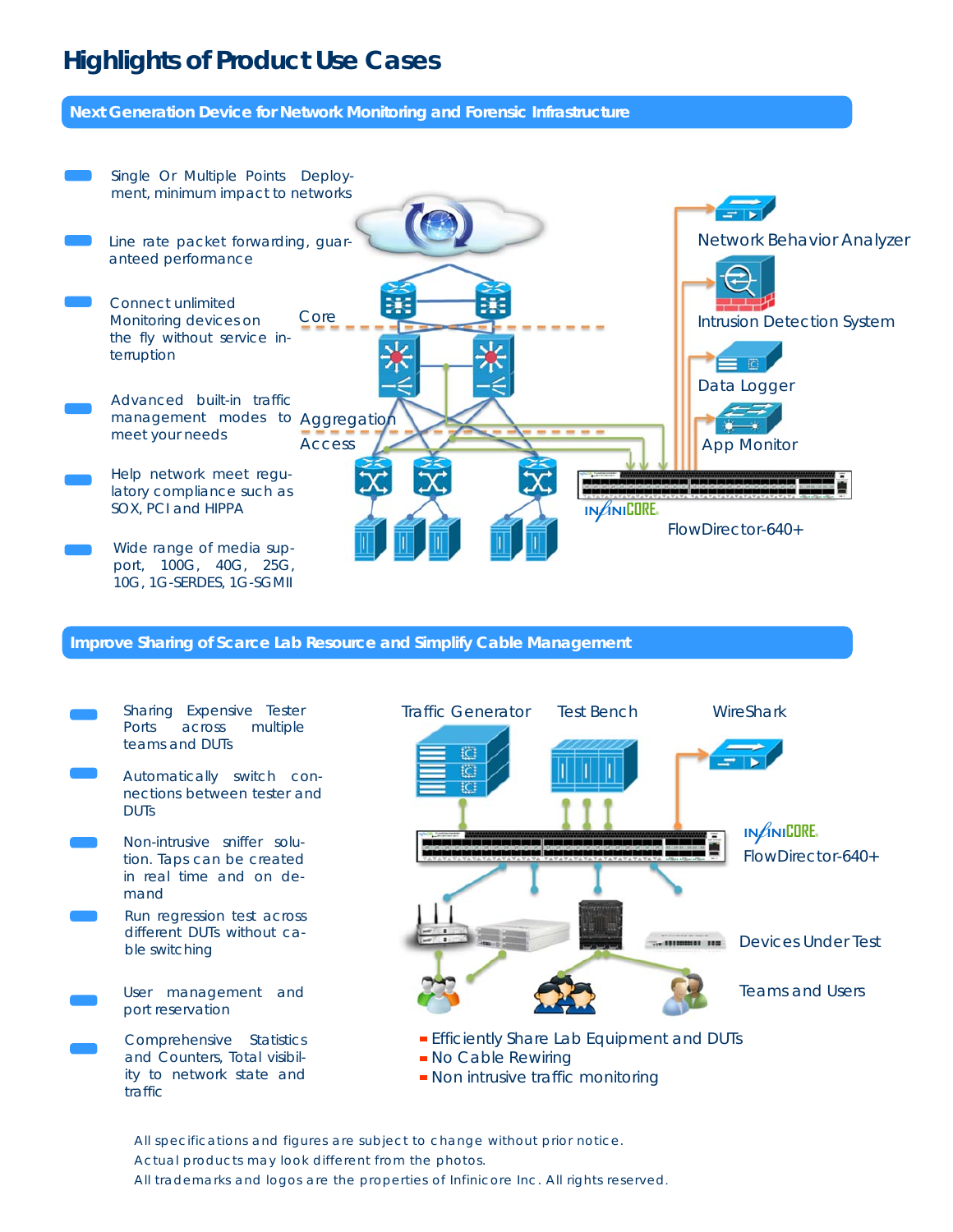# Highlights of Product Use Cases

## Next Generation Device for Network Monitoring and Forensic Infrastructure

- Single Or Multiple Points Deployment, minimum impact to networks
- Line rate packet forwarding, guaranteed performance
- Connect unlimited Monitoring devices on the fly without service interruption
- Advanced built-in traffic management modes to meet your needs
- Help network meet regulatory compliance such as SOX, PCI and HIPPA
- Wide range of media support, 100G, 40G, 25G, 10G, 1G-SERDES, 1G-SGMII

Core

Aggregation

Access

Network Behavior Analyzer

Intrusion Detection System

Data Logger

App Monitor

INFINICORE

FlowDirector-640+

## Improve Sharing of Scarce Lab Resource and Simplify Cable Management

- Sharing Expensive Tester Ports across multiple teams and DUTs
- Automatically switch connections between tester and DUTs
- Non-intrusive sniffer solution. Taps can be created in real time and on demand
- Run regression test across different DUTs without cable switching
- User management and port reservation
- Comprehensive Statistics and Counters, Total visibility to network state and traffic

Traffic Generator

Test Bench

WireShark

INFINICORE

FlowDirector-640+

Devices Under Test

Teams and Users

- Efficiently Share Lab Equipment and DUTs
- No Cable Rewiring
- Non intrusive traffic monitoring

All specifications and figures are subject to change without prior notice.
Actual products may look different from the photos.
All trademarks and logos are the properties of Infinicore Inc. All rights reserved.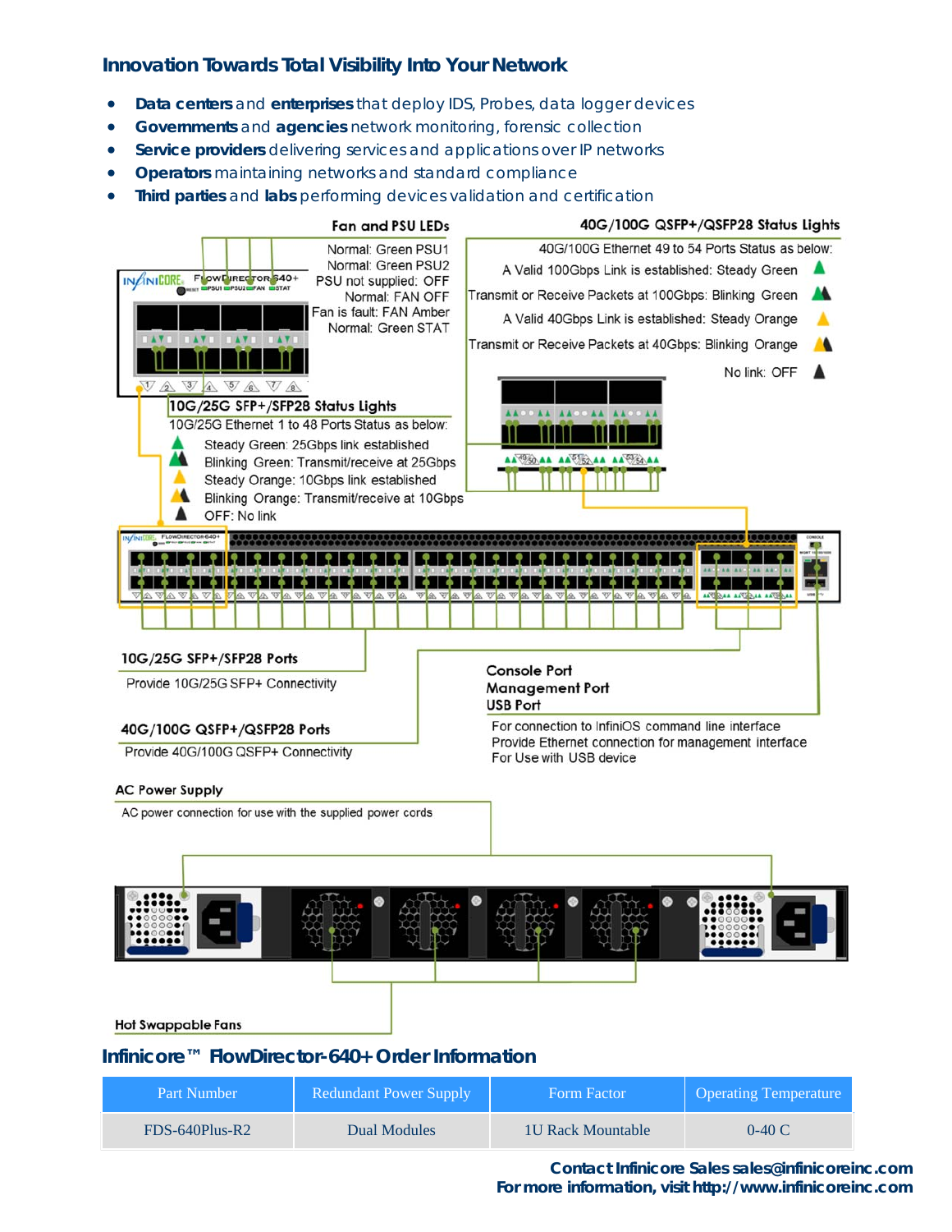## Innovation Towards Total Visibility Into Your Network

- **Data centers** and **enterprises** that deploy IDS, Probes, data logger devices
- **Governments** and **agencies** network monitoring, forensic collection
- **Service providers** delivering services and applications over IP networks
- **Operators** maintaining networks and standard compliance
- **Third parties** and **labs** performing devices validation and certification

**Fan and PSU LEDs**

Normal: Green PSU1
Normal: Green PSU2
PSU not supplied: OFF
Normal: FAN OFF
Fan is fault: FAN Amber
Normal: Green STAT

**40G/100G QSFP+/QSFP28 Status Lights**

40G/100G Ethernet 49 to 54 Ports Status as below:
A Valid 100Gbps Link is established: Steady Green
Transmit or Receive Packets at 100Gbps: Blinking Green
A Valid 40Gbps Link is established: Steady Orange
Transmit or Receive Packets at 40Gbps: Blinking Orange
No link: OFF

**10G/25G SFP+/SFP28 Status Lights**

10G/25G Ethernet 1 to 48 Ports Status as below:
Steady Green: 25Gbps link established
Blinking Green: Transmit/receive at 25Gbps
Steady Orange: 10Gbps link established
Blinking Orange: Transmit/receive at 10Gbps
OFF: No link

**10G/25G SFP+/SFP28 Ports**

Provide 10G/25G SFP+ Connectivity

**40G/100G QSFP+/QSFP28 Ports**

Provide 40G/100G QSFP+ Connectivity

**Console Port**
**Management Port**
**USB Port**

For connection to InfiniOS command line interface
Provide Ethernet connection for management interface
For Use with USB device

**AC Power Supply**

AC power connection for use with the supplied power cords

**Hot Swappable Fans**

## Infinicore™ FlowDirector-640+ Order Information

| Part Number | Redundant Power Supply | Form Factor | Operating Temperature |
|---|---|---|---|
| FDS-640Plus-R2 | Dual Modules | 1U Rack Mountable | 0-40 C |

**Contact Infinicore Sales sales@infinicoreinc.com**
**For more information, visit http://www.infinicoreinc.com**